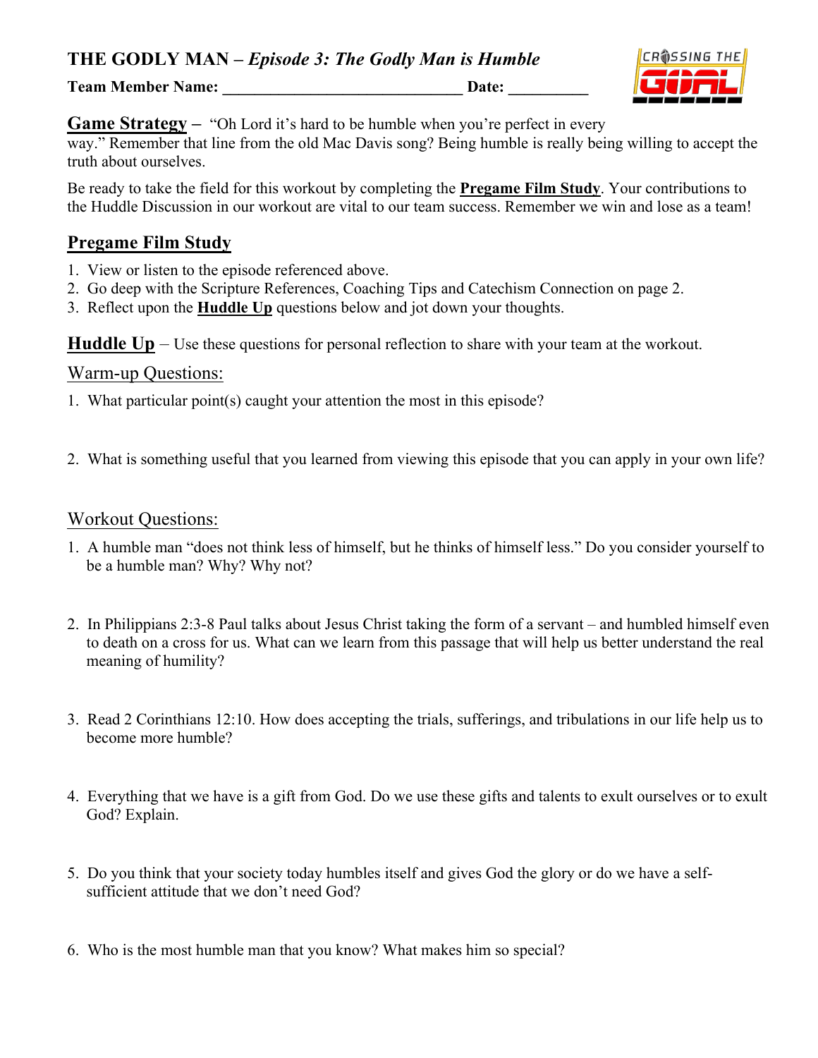# THE GODLY MAN – *Episode 3: The Godly Man is Humble*

**Team Member Name: ______________________________ Date: __________**

**Game Strategy –** "Oh Lord it's hard to be humble when you're perfect in every way." Remember that line from the old Mac Davis song? Being humble is really being willing to accept the truth about ourselves.

Be ready to take the field for this workout by completing the **Pregame Film Study**. Your contributions to the Huddle Discussion in our workout are vital to our team success. Remember we win and lose as a team!

## Pregame Film Study

1. View or listen to the episode referenced above.
2. Go deep with the Scripture References, Coaching Tips and Catechism Connection on page 2.
3. Reflect upon the **Huddle Up** questions below and jot down your thoughts.

**Huddle Up** – Use these questions for personal reflection to share with your team at the workout.

### Warm-up Questions:

1. What particular point(s) caught your attention the most in this episode?

2. What is something useful that you learned from viewing this episode that you can apply in your own life?

### Workout Questions:

1. A humble man "does not think less of himself, but he thinks of himself less." Do you consider yourself to be a humble man? Why? Why not?

2. In Philippians 2:3-8 Paul talks about Jesus Christ taking the form of a servant – and humbled himself even to death on a cross for us. What can we learn from this passage that will help us better understand the real meaning of humility?

3. Read 2 Corinthians 12:10. How does accepting the trials, sufferings, and tribulations in our life help us to become more humble?

4. Everything that we have is a gift from God. Do we use these gifts and talents to exult ourselves or to exult God? Explain.

5. Do you think that your society today humbles itself and gives God the glory or do we have a self-sufficient attitude that we don't need God?

6. Who is the most humble man that you know? What makes him so special?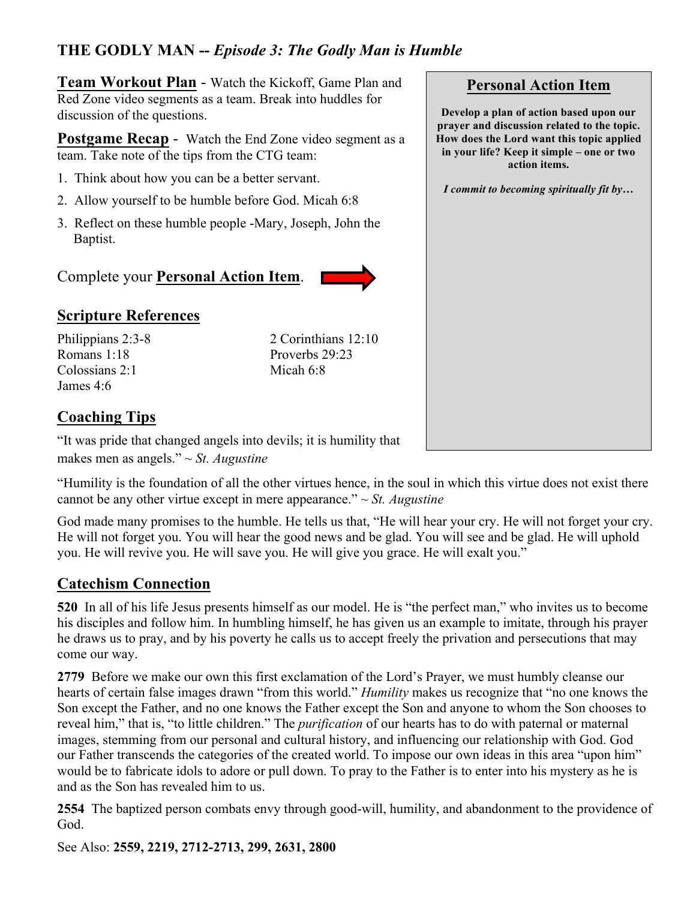## THE GODLY MAN -- *Episode 3: The Godly Man is Humble*

**Team Workout Plan** - Watch the Kickoff, Game Plan and Red Zone video segments as a team. Break into huddles for discussion of the questions.

**Postgame Recap** - Watch the End Zone video segment as a team. Take note of the tips from the CTG team:

1. Think about how you can be a better servant.
2. Allow yourself to be humble before God. Micah 6:8
3. Reflect on these humble people -Mary, Joseph, John the Baptist.

Complete your **Personal Action Item**.

### Personal Action Item

**Develop a plan of action based upon our prayer and discussion related to the topic. How does the Lord want this topic applied in your life? Keep it simple – one or two action items.**

***I commit to becoming spiritually fit by…***

### Scripture References

Philippians 2:3-8
Romans 1:18
Colossians 2:1
James 4:6
2 Corinthians 12:10
Proverbs 29:23
Micah 6:8

### Coaching Tips

"It was pride that changed angels into devils; it is humility that makes men as angels." ~ *St. Augustine*

"Humility is the foundation of all the other virtues hence, in the soul in which this virtue does not exist there cannot be any other virtue except in mere appearance." ~ *St. Augustine*

God made many promises to the humble. He tells us that, "He will hear your cry. He will not forget your cry. He will not forget you. You will hear the good news and be glad. You will see and be glad. He will uphold you. He will revive you. He will save you. He will give you grace. He will exalt you."

### Catechism Connection

**520** In all of his life Jesus presents himself as our model. He is "the perfect man," who invites us to become his disciples and follow him. In humbling himself, he has given us an example to imitate, through his prayer he draws us to pray, and by his poverty he calls us to accept freely the privation and persecutions that may come our way.

**2779** Before we make our own this first exclamation of the Lord's Prayer, we must humbly cleanse our hearts of certain false images drawn "from this world." *Humility* makes us recognize that "no one knows the Son except the Father, and no one knows the Father except the Son and anyone to whom the Son chooses to reveal him," that is, "to little children." The *purification* of our hearts has to do with paternal or maternal images, stemming from our personal and cultural history, and influencing our relationship with God. God our Father transcends the categories of the created world. To impose our own ideas in this area "upon him" would be to fabricate idols to adore or pull down. To pray to the Father is to enter into his mystery as he is and as the Son has revealed him to us.

**2554** The baptized person combats envy through good-will, humility, and abandonment to the providence of God.

See Also: **2559, 2219, 2712-2713, 299, 2631, 2800**